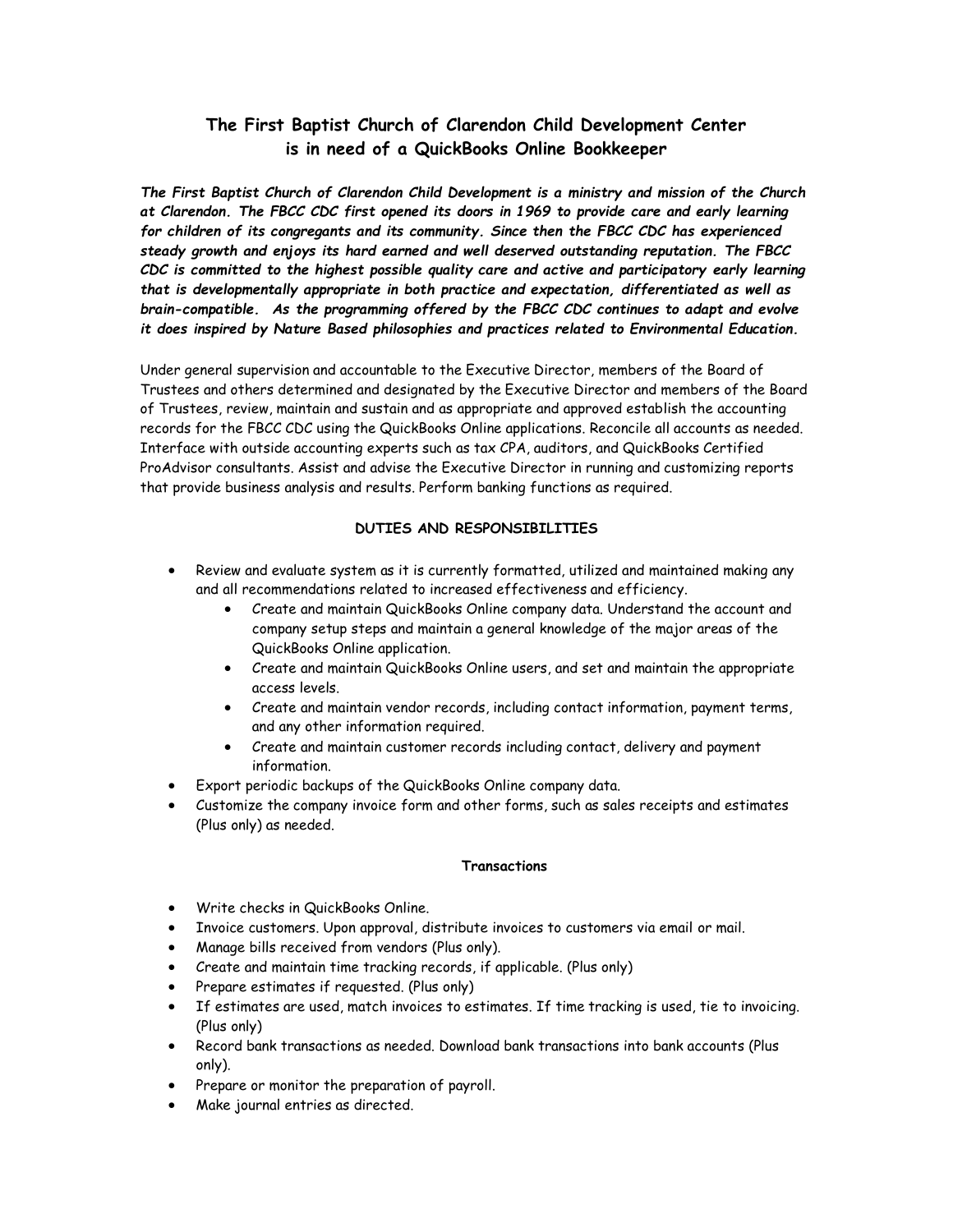# The First Baptist Church of Clarendon Child Development Center is in need of a QuickBooks Online Bookkeeper

***The First Baptist Church of Clarendon Child Development is a ministry and mission of the Church at Clarendon. The FBCC CDC first opened its doors in 1969 to provide care and early learning for children of its congregants and its community. Since then the FBCC CDC has experienced steady growth and enjoys its hard earned and well deserved outstanding reputation. The FBCC CDC is committed to the highest possible quality care and active and participatory early learning that is developmentally appropriate in both practice and expectation, differentiated as well as brain-compatible. As the programming offered by the FBCC CDC continues to adapt and evolve it does inspired by Nature Based philosophies and practices related to Environmental Education.***

Under general supervision and accountable to the Executive Director, members of the Board of Trustees and others determined and designated by the Executive Director and members of the Board of Trustees, review, maintain and sustain and as appropriate and approved establish the accounting records for the FBCC CDC using the QuickBooks Online applications. Reconcile all accounts as needed. Interface with outside accounting experts such as tax CPA, auditors, and QuickBooks Certified ProAdvisor consultants. Assist and advise the Executive Director in running and customizing reports that provide business analysis and results. Perform banking functions as required.

## DUTIES AND RESPONSIBILITIES

- Review and evaluate system as it is currently formatted, utilized and maintained making any and all recommendations related to increased effectiveness and efficiency.
  - Create and maintain QuickBooks Online company data. Understand the account and company setup steps and maintain a general knowledge of the major areas of the QuickBooks Online application.
  - Create and maintain QuickBooks Online users, and set and maintain the appropriate access levels.
  - Create and maintain vendor records, including contact information, payment terms, and any other information required.
  - Create and maintain customer records including contact, delivery and payment information.
- Export periodic backups of the QuickBooks Online company data.
- Customize the company invoice form and other forms, such as sales receipts and estimates (Plus only) as needed.

### Transactions

- Write checks in QuickBooks Online.
- Invoice customers. Upon approval, distribute invoices to customers via email or mail.
- Manage bills received from vendors (Plus only).
- Create and maintain time tracking records, if applicable. (Plus only)
- Prepare estimates if requested. (Plus only)
- If estimates are used, match invoices to estimates. If time tracking is used, tie to invoicing. (Plus only)
- Record bank transactions as needed. Download bank transactions into bank accounts (Plus only).
- Prepare or monitor the preparation of payroll.
- Make journal entries as directed.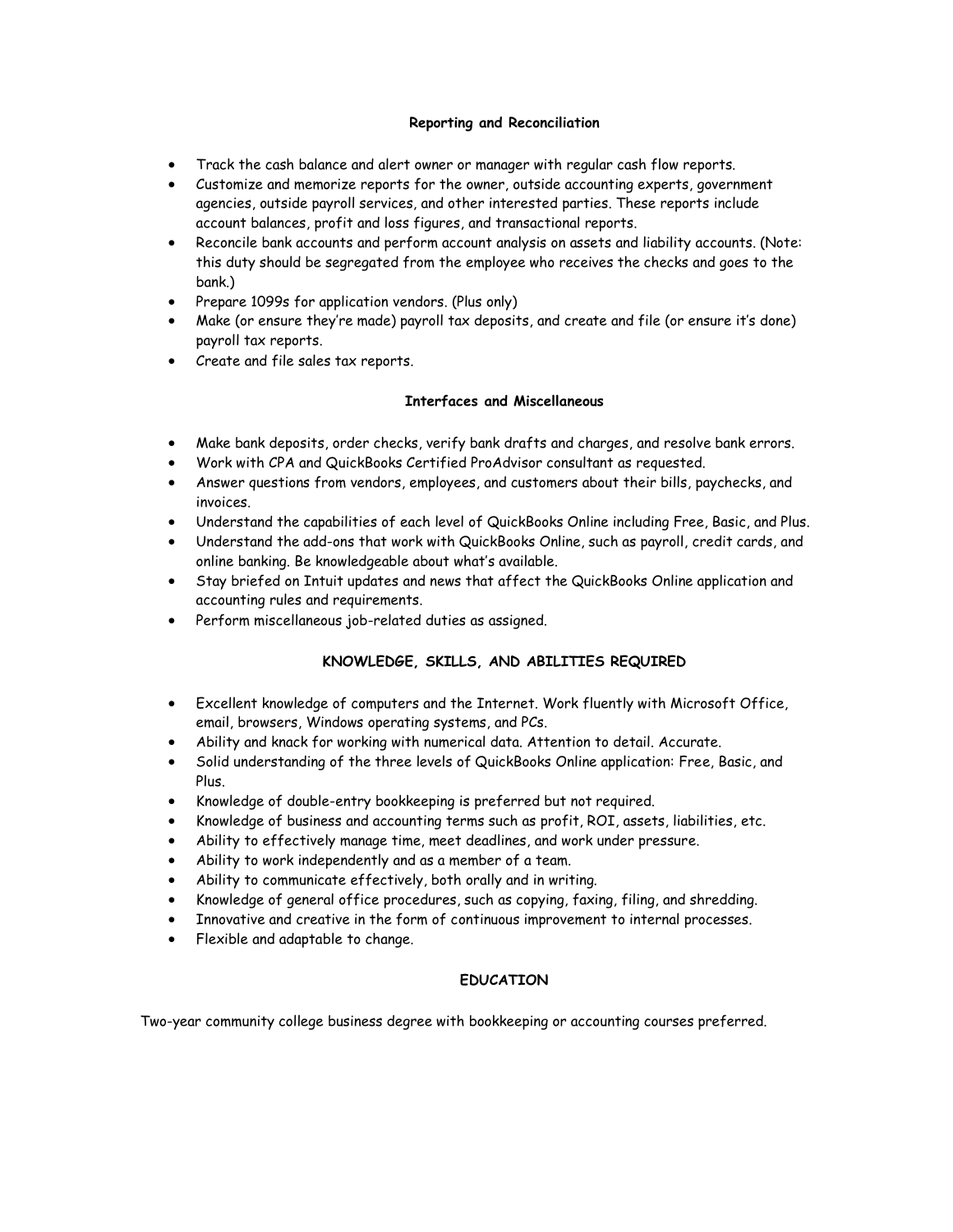### Reporting and Reconciliation

- Track the cash balance and alert owner or manager with regular cash flow reports.
- Customize and memorize reports for the owner, outside accounting experts, government agencies, outside payroll services, and other interested parties. These reports include account balances, profit and loss figures, and transactional reports.
- Reconcile bank accounts and perform account analysis on assets and liability accounts. (Note: this duty should be segregated from the employee who receives the checks and goes to the bank.)
- Prepare 1099s for application vendors. (Plus only)
- Make (or ensure they're made) payroll tax deposits, and create and file (or ensure it's done) payroll tax reports.
- Create and file sales tax reports.

### Interfaces and Miscellaneous

- Make bank deposits, order checks, verify bank drafts and charges, and resolve bank errors.
- Work with CPA and QuickBooks Certified ProAdvisor consultant as requested.
- Answer questions from vendors, employees, and customers about their bills, paychecks, and invoices.
- Understand the capabilities of each level of QuickBooks Online including Free, Basic, and Plus.
- Understand the add-ons that work with QuickBooks Online, such as payroll, credit cards, and online banking. Be knowledgeable about what's available.
- Stay briefed on Intuit updates and news that affect the QuickBooks Online application and accounting rules and requirements.
- Perform miscellaneous job-related duties as assigned.

## KNOWLEDGE, SKILLS, AND ABILITIES REQUIRED

- Excellent knowledge of computers and the Internet. Work fluently with Microsoft Office, email, browsers, Windows operating systems, and PCs.
- Ability and knack for working with numerical data. Attention to detail. Accurate.
- Solid understanding of the three levels of QuickBooks Online application: Free, Basic, and Plus.
- Knowledge of double-entry bookkeeping is preferred but not required.
- Knowledge of business and accounting terms such as profit, ROI, assets, liabilities, etc.
- Ability to effectively manage time, meet deadlines, and work under pressure.
- Ability to work independently and as a member of a team.
- Ability to communicate effectively, both orally and in writing.
- Knowledge of general office procedures, such as copying, faxing, filing, and shredding.
- Innovative and creative in the form of continuous improvement to internal processes.
- Flexible and adaptable to change.

## EDUCATION

Two-year community college business degree with bookkeeping or accounting courses preferred.